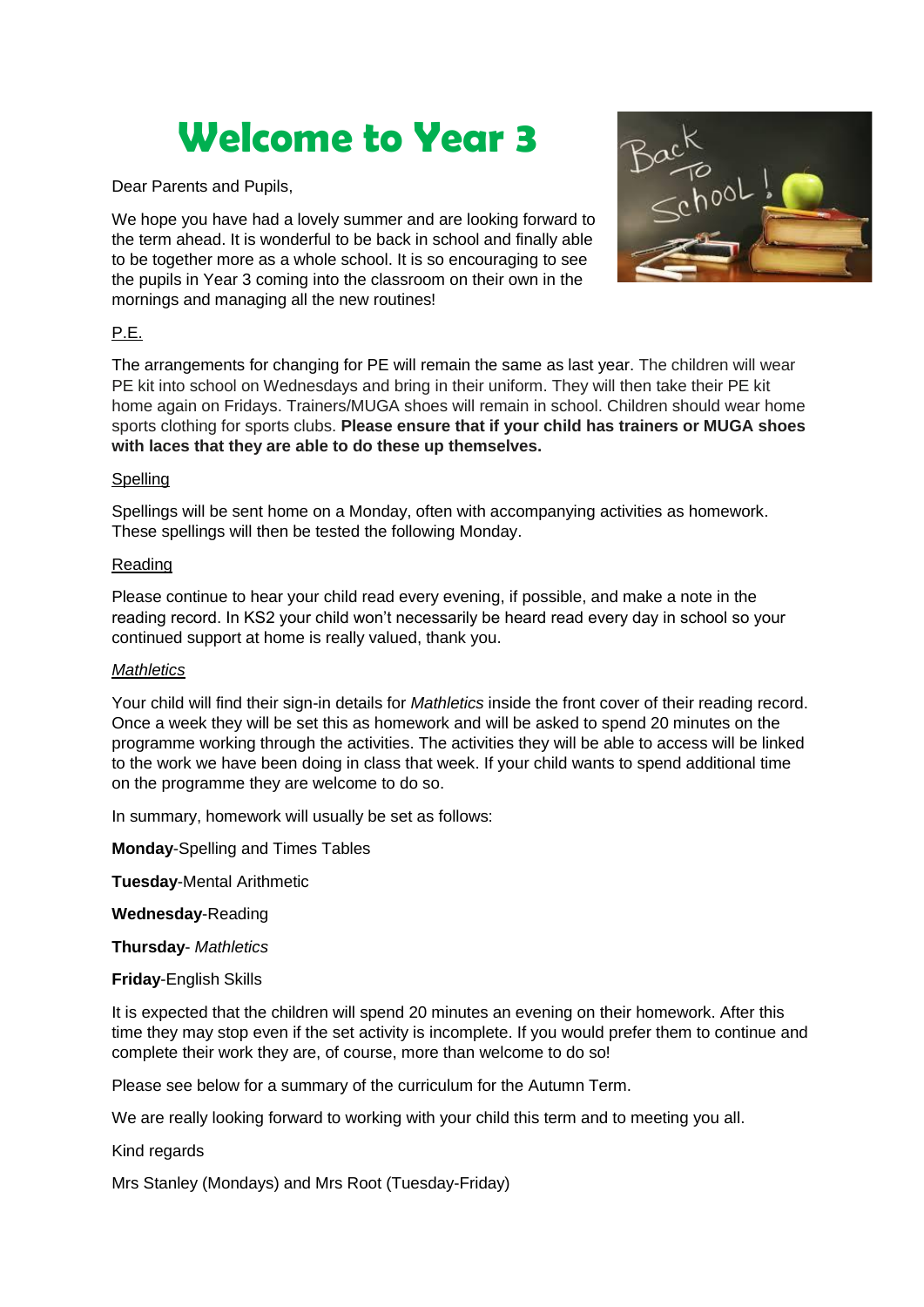# Welcome to Year 3

Dear Parents and Pupils,

We hope you have had a lovely summer and are looking forward to the term ahead. It is wonderful to be back in school and finally able to be together more as a whole school. It is so encouraging to see the pupils in Year 3 coming into the classroom on their own in the mornings and managing all the new routines!

P.E.

The arrangements for changing for PE will remain the same as last year. The children will wear PE kit into school on Wednesdays and bring in their uniform. They will then take their PE kit home again on Fridays. Trainers/MUGA shoes will remain in school. Children should wear home sports clothing for sports clubs. **Please ensure that if your child has trainers or MUGA shoes with laces that they are able to do these up themselves.**

Spelling

Spellings will be sent home on a Monday, often with accompanying activities as homework. These spellings will then be tested the following Monday.

Reading

Please continue to hear your child read every evening, if possible, and make a note in the reading record. In KS2 your child won't necessarily be heard read every day in school so your continued support at home is really valued, thank you.

*Mathletics*

Your child will find their sign-in details for *Mathletics* inside the front cover of their reading record. Once a week they will be set this as homework and will be asked to spend 20 minutes on the programme working through the activities. The activities they will be able to access will be linked to the work we have been doing in class that week. If your child wants to spend additional time on the programme they are welcome to do so.

In summary, homework will usually be set as follows:

**Monday**-Spelling and Times Tables

**Tuesday**-Mental Arithmetic

**Wednesday**-Reading

**Thursday**- *Mathletics*

**Friday**-English Skills

It is expected that the children will spend 20 minutes an evening on their homework. After this time they may stop even if the set activity is incomplete. If you would prefer them to continue and complete their work they are, of course, more than welcome to do so!

Please see below for a summary of the curriculum for the Autumn Term.

We are really looking forward to working with your child this term and to meeting you all.

Kind regards

Mrs Stanley (Mondays) and Mrs Root (Tuesday-Friday)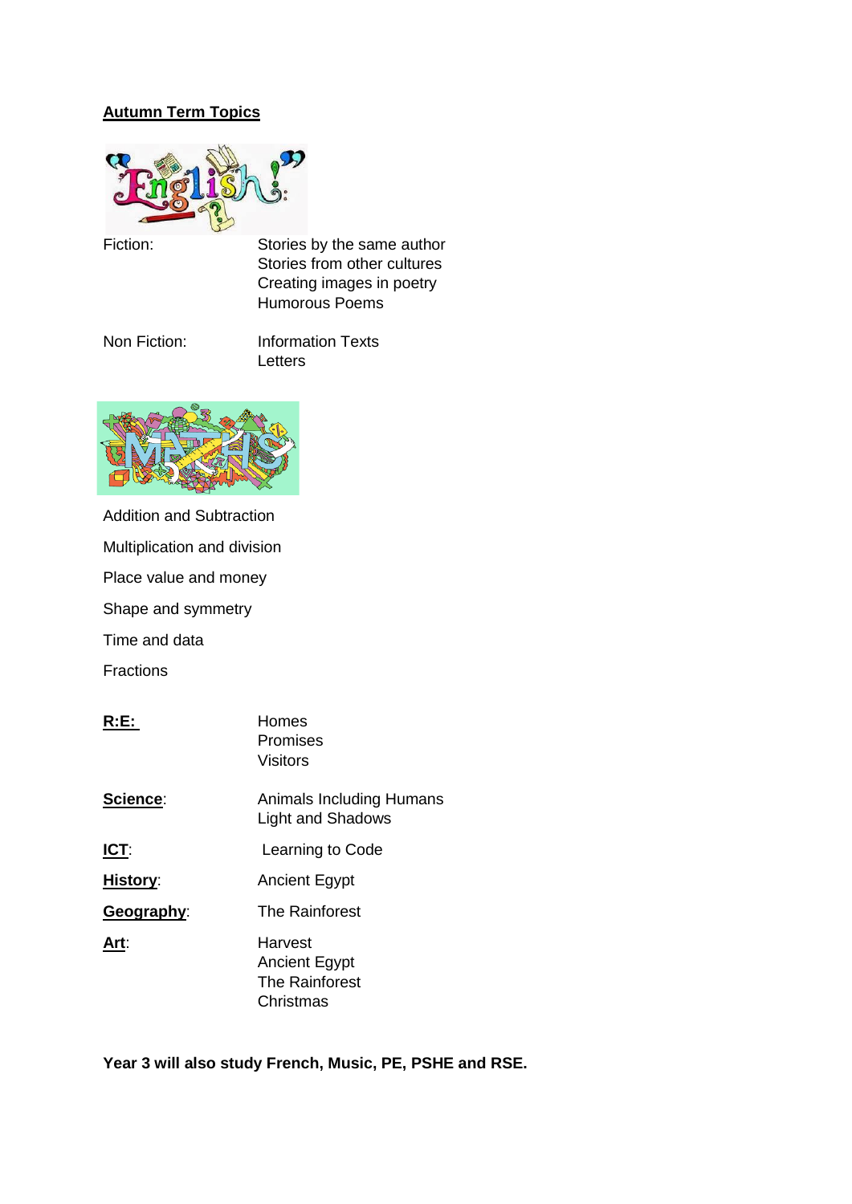**Autumn Term Topics**

| | |
|---|---|
| Fiction: | Stories by the same author<br>Stories from other cultures<br>Creating images in poetry<br>Humorous Poems |
| Non Fiction: | Information Texts<br>Letters |

Addition and Subtraction

Multiplication and division

Place value and money

Shape and symmetry

Time and data

Fractions

| | |
|---|---|
| **R:E:** | Homes<br>Promises<br>Visitors |
| **Science**: | Animals Including Humans<br>Light and Shadows |
| **ICT**: | Learning to Code |
| **History**: | Ancient Egypt |
| **Geography**: | The Rainforest |
| **Art**: | Harvest<br>Ancient Egypt<br>The Rainforest<br>Christmas |

**Year 3 will also study French, Music, PE, PSHE and RSE.**